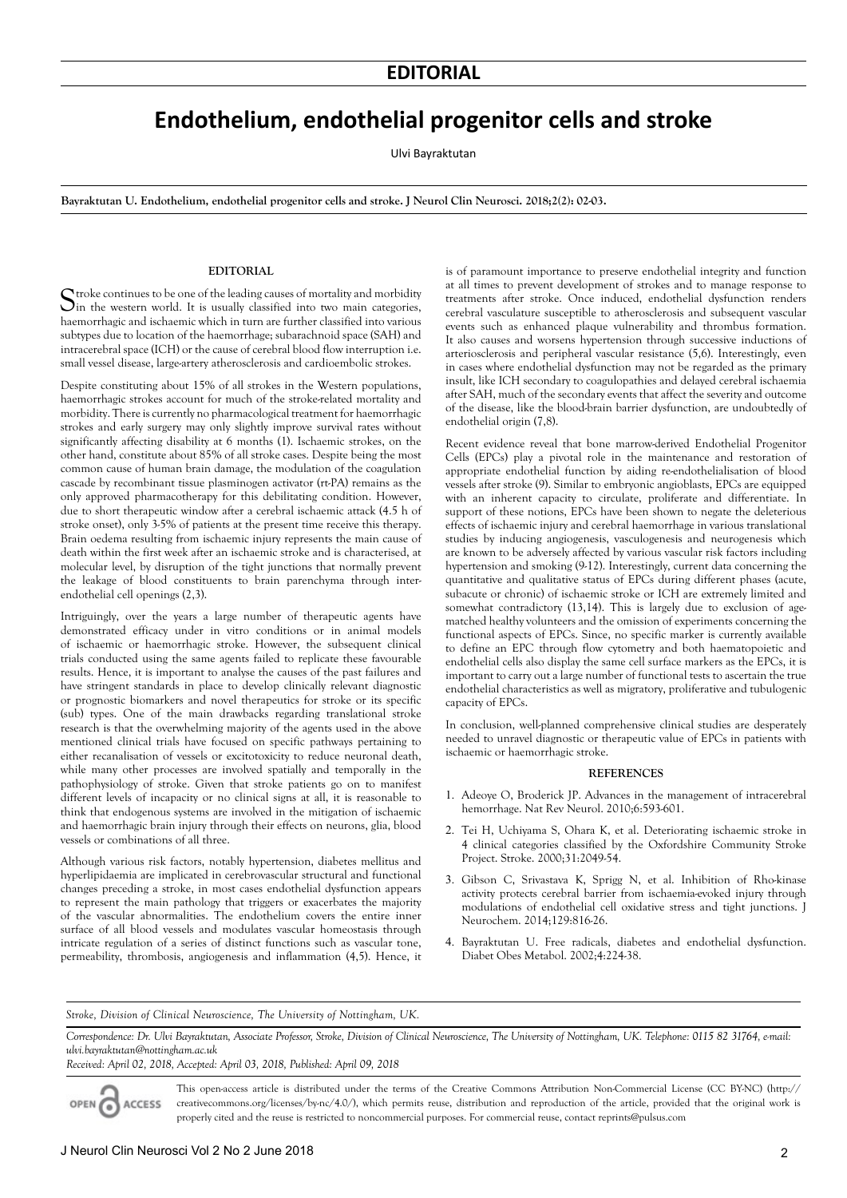# EDITORIAL

# Endothelium, endothelial progenitor cells and stroke

Ulvi Bayraktutan

**Bayraktutan U. Endothelium, endothelial progenitor cells and stroke. J Neurol Clin Neurosci. 2018;2(2): 02-03.**

## EDITORIAL

Stroke continues to be one of the leading causes of mortality and morbidity in the western world. It is usually classified into two main categories, haemorrhagic and ischaemic which in turn are further classified into various subtypes due to location of the haemorrhage; subarachnoid space (SAH) and intracerebral space (ICH) or the cause of cerebral blood flow interruption i.e. small vessel disease, large-artery atherosclerosis and cardioembolic strokes.

Despite constituting about 15% of all strokes in the Western populations, haemorrhagic strokes account for much of the stroke-related mortality and morbidity. There is currently no pharmacological treatment for haemorrhagic strokes and early surgery may only slightly improve survival rates without significantly affecting disability at 6 months (1). Ischaemic strokes, on the other hand, constitute about 85% of all stroke cases. Despite being the most common cause of human brain damage, the modulation of the coagulation cascade by recombinant tissue plasminogen activator (rt-PA) remains as the only approved pharmacotherapy for this debilitating condition. However, due to short therapeutic window after a cerebral ischaemic attack (4.5 h of stroke onset), only 3-5% of patients at the present time receive this therapy. Brain oedema resulting from ischaemic injury represents the main cause of death within the first week after an ischaemic stroke and is characterised, at molecular level, by disruption of the tight junctions that normally prevent the leakage of blood constituents to brain parenchyma through inter-endothelial cell openings (2,3).

Intriguingly, over the years a large number of therapeutic agents have demonstrated efficacy under in vitro conditions or in animal models of ischaemic or haemorrhagic stroke. However, the subsequent clinical trials conducted using the same agents failed to replicate these favourable results. Hence, it is important to analyse the causes of the past failures and have stringent standards in place to develop clinically relevant diagnostic or prognostic biomarkers and novel therapeutics for stroke or its specific (sub) types. One of the main drawbacks regarding translational stroke research is that the overwhelming majority of the agents used in the above mentioned clinical trials have focused on specific pathways pertaining to either recanalisation of vessels or excitotoxicity to reduce neuronal death, while many other processes are involved spatially and temporally in the pathophysiology of stroke. Given that stroke patients go on to manifest different levels of incapacity or no clinical signs at all, it is reasonable to think that endogenous systems are involved in the mitigation of ischaemic and haemorrhagic brain injury through their effects on neurons, glia, blood vessels or combinations of all three.

Although various risk factors, notably hypertension, diabetes mellitus and hyperlipidaemia are implicated in cerebrovascular structural and functional changes preceding a stroke, in most cases endothelial dysfunction appears to represent the main pathology that triggers or exacerbates the majority of the vascular abnormalities. The endothelium covers the entire inner surface of all blood vessels and modulates vascular homeostasis through intricate regulation of a series of distinct functions such as vascular tone, permeability, thrombosis, angiogenesis and inflammation (4,5). Hence, it is of paramount importance to preserve endothelial integrity and function at all times to prevent development of strokes and to manage response to treatments after stroke. Once induced, endothelial dysfunction renders cerebral vasculature susceptible to atherosclerosis and subsequent vascular events such as enhanced plaque vulnerability and thrombus formation. It also causes and worsens hypertension through successive inductions of arteriosclerosis and peripheral vascular resistance (5,6). Interestingly, even in cases where endothelial dysfunction may not be regarded as the primary insult, like ICH secondary to coagulopathies and delayed cerebral ischaemia after SAH, much of the secondary events that affect the severity and outcome of the disease, like the blood-brain barrier dysfunction, are undoubtedly of endothelial origin (7,8).

Recent evidence reveal that bone marrow-derived Endothelial Progenitor Cells (EPCs) play a pivotal role in the maintenance and restoration of appropriate endothelial function by aiding re-endothelialisation of blood vessels after stroke (9). Similar to embryonic angioblasts, EPCs are equipped with an inherent capacity to circulate, proliferate and differentiate. In support of these notions, EPCs have been shown to negate the deleterious effects of ischaemic injury and cerebral haemorrhage in various translational studies by inducing angiogenesis, vasculogenesis and neurogenesis which are known to be adversely affected by various vascular risk factors including hypertension and smoking (9-12). Interestingly, current data concerning the quantitative and qualitative status of EPCs during different phases (acute, subacute or chronic) of ischaemic stroke or ICH are extremely limited and somewhat contradictory (13,14). This is largely due to exclusion of age-matched healthy volunteers and the omission of experiments concerning the functional aspects of EPCs. Since, no specific marker is currently available to define an EPC through flow cytometry and both haematopoietic and endothelial cells also display the same cell surface markers as the EPCs, it is important to carry out a large number of functional tests to ascertain the true endothelial characteristics as well as migratory, proliferative and tubulogenic capacity of EPCs.

In conclusion, well-planned comprehensive clinical studies are desperately needed to unravel diagnostic or therapeutic value of EPCs in patients with ischaemic or haemorrhagic stroke.

## REFERENCES

1. Adeoye O, Broderick JP. Advances in the management of intracerebral hemorrhage. Nat Rev Neurol. 2010;6:593-601.
2. Tei H, Uchiyama S, Ohara K, et al. Deteriorating ischaemic stroke in 4 clinical categories classified by the Oxfordshire Community Stroke Project. Stroke. 2000;31:2049-54.
3. Gibson C, Srivastava K, Sprigg N, et al. Inhibition of Rho-kinase activity protects cerebral barrier from ischaemia-evoked injury through modulations of endothelial cell oxidative stress and tight junctions. J Neurochem. 2014;129:816-26.
4. Bayraktutan U. Free radicals, diabetes and endothelial dysfunction. Diabet Obes Metabol. 2002;4:224-38.

*Stroke, Division of Clinical Neuroscience, The University of Nottingham, UK.*

*Correspondence: Dr. Ulvi Bayraktutan, Associate Professor, Stroke, Division of Clinical Neuroscience, The University of Nottingham, UK. Telephone: 0115 82 31764, e-mail: ulvi.bayraktutan@nottingham.ac.uk*

*Received: April 02, 2018, Accepted: April 03, 2018, Published: April 09, 2018*

This open-access article is distributed under the terms of the Creative Commons Attribution Non-Commercial License (CC BY-NC) (http://creativecommons.org/licenses/by-nc/4.0/), which permits reuse, distribution and reproduction of the article, provided that the original work is properly cited and the reuse is restricted to noncommercial purposes. For commercial reuse, contact reprints@pulsus.com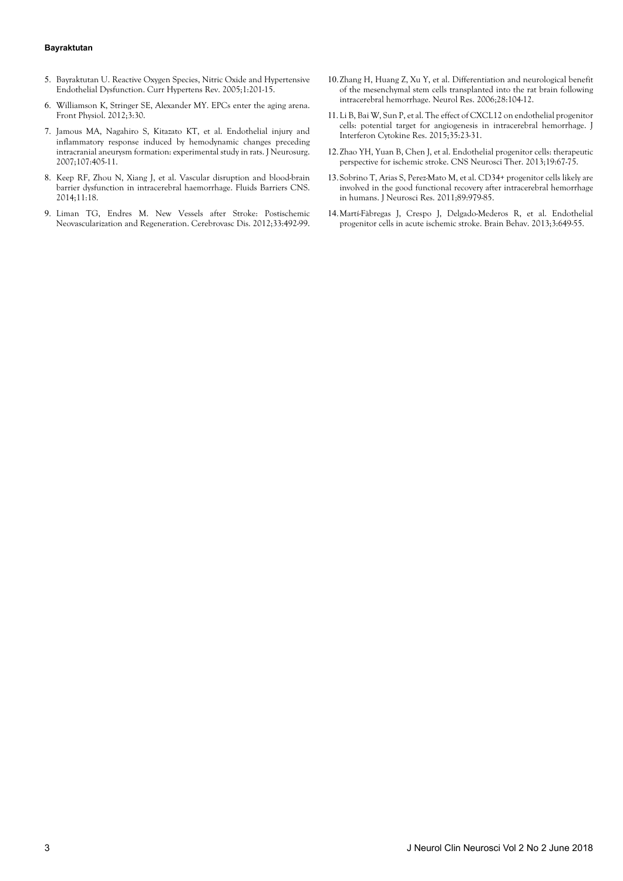5. Bayraktutan U. Reactive Oxygen Species, Nitric Oxide and Hypertensive Endothelial Dysfunction. Curr Hypertens Rev. 2005;1:201-15.
6. Williamson K, Stringer SE, Alexander MY. EPCs enter the aging arena. Front Physiol. 2012;3:30.
7. Jamous MA, Nagahiro S, Kitazato KT, et al. Endothelial injury and inflammatory response induced by hemodynamic changes preceding intracranial aneurysm formation: experimental study in rats. J Neurosurg. 2007;107:405-11.
8. Keep RF, Zhou N, Xiang J, et al. Vascular disruption and blood-brain barrier dysfunction in intracerebral haemorrhage. Fluids Barriers CNS. 2014;11:18.
9. Liman TG, Endres M. New Vessels after Stroke: Postischemic Neovascularization and Regeneration. Cerebrovasc Dis. 2012;33:492-99.
10. Zhang H, Huang Z, Xu Y, et al. Differentiation and neurological benefit of the mesenchymal stem cells transplanted into the rat brain following intracerebral hemorrhage. Neurol Res. 2006;28:104-12.
11. Li B, Bai W, Sun P, et al. The effect of CXCL12 on endothelial progenitor cells: potential target for angiogenesis in intracerebral hemorrhage. J Interferon Cytokine Res. 2015;35:23-31.
12. Zhao YH, Yuan B, Chen J, et al. Endothelial progenitor cells: therapeutic perspective for ischemic stroke. CNS Neurosci Ther. 2013;19:67-75.
13. Sobrino T, Arias S, Perez-Mato M, et al. CD34+ progenitor cells likely are involved in the good functional recovery after intracerebral hemorrhage in humans. J Neurosci Res. 2011;89:979-85.
14. Martí-Fàbregas J, Crespo J, Delgado-Mederos R, et al. Endothelial progenitor cells in acute ischemic stroke. Brain Behav. 2013;3:649-55.